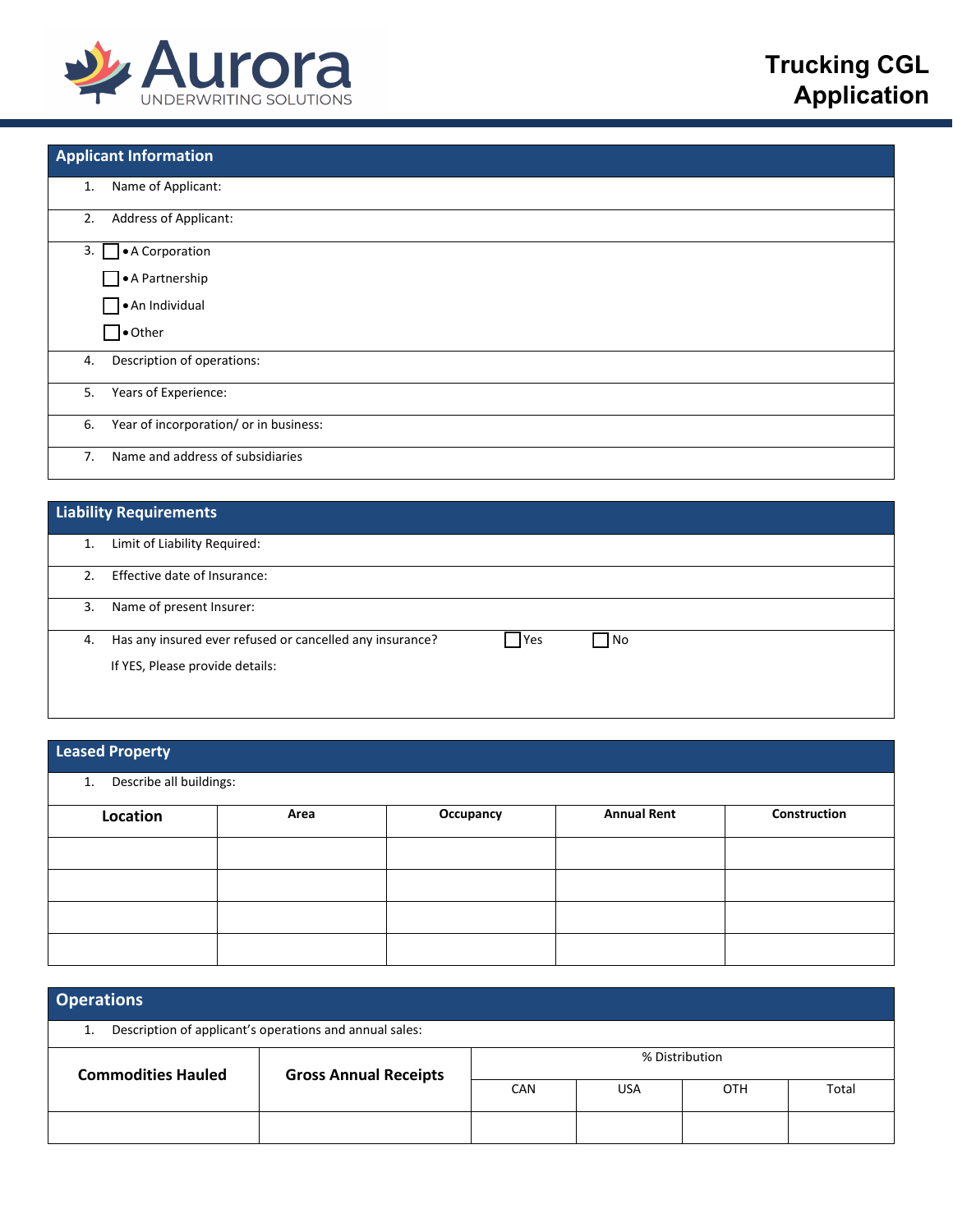Aurora UNDERWRITING SOLUTIONS

# Trucking CGL Application

## Applicant Information

1. Name of Applicant:
2. Address of Applicant:
3. ☐ • A Corporation
   ☐ • A Partnership
   ☐ • An Individual
   ☐ • Other
4. Description of operations:
5. Years of Experience:
6. Year of incorporation/ or in business:
7. Name and address of subsidiaries

## Liability Requirements

1. Limit of Liability Required:
2. Effective date of Insurance:
3. Name of present Insurer:
4. Has any insured ever refused or cancelled any insurance? ☐ Yes ☐ No

   If YES, Please provide details:

## Leased Property

1. Describe all buildings:

| Location | Area | Occupancy | Annual Rent | Construction |
|---|---|---|---|---|
| | | | | |
| | | | | |
| | | | | |
| | | | | |

## Operations

1. Description of applicant's operations and annual sales:

| Commodities Hauled | Gross Annual Receipts | % Distribution | | | |
|---|---|---|---|---|---|
| | | CAN | USA | OTH | Total |
| | | | | | |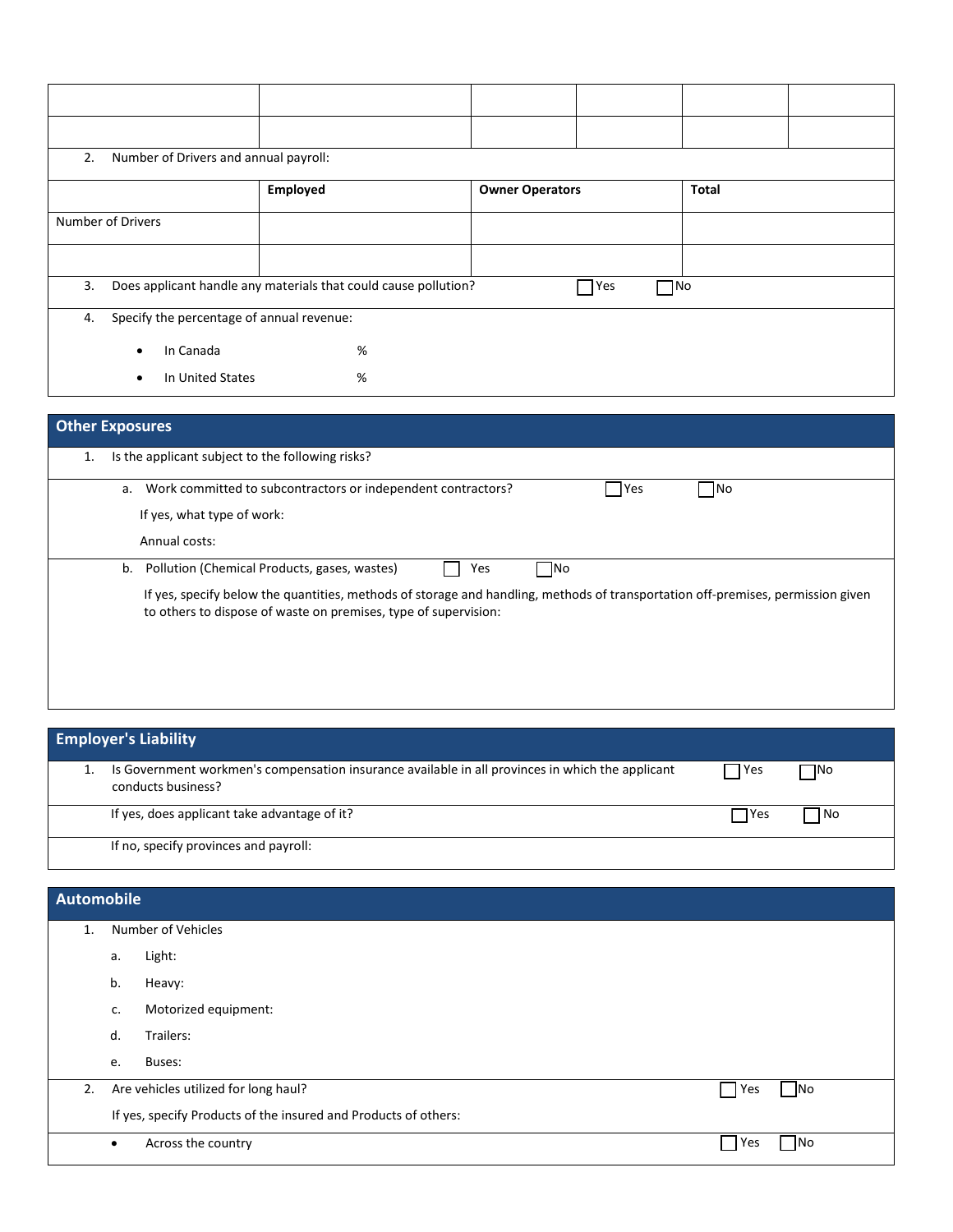| | | | | | |
|---|---|---|---|---|---|
| | | | | | |
| | | | | | |

2. Number of Drivers and annual payroll:

| | Employed | Owner Operators | Total |
|---|---|---|---|
| Number of Drivers | | | |
| | | | |

3. Does applicant handle any materials that could cause pollution? ☐ Yes ☐ No

4. Specify the percentage of annual revenue:
   - In Canada %
   - In United States %

## Other Exposures

1. Is the applicant subject to the following risks?

   a. Work committed to subcontractors or independent contractors? ☐ Yes ☐ No

      If yes, what type of work:

      Annual costs:

   b. Pollution (Chemical Products, gases, wastes) ☐ Yes ☐ No

      If yes, specify below the quantities, methods of storage and handling, methods of transportation off-premises, permission given to others to dispose of waste on premises, type of supervision:

## Employer's Liability

1. Is Government workmen's compensation insurance available in all provinces in which the applicant conducts business? ☐ Yes ☐ No

   If yes, does applicant take advantage of it? ☐ Yes ☐ No

   If no, specify provinces and payroll:

## Automobile

1. Number of Vehicles
   a. Light:
   b. Heavy:
   c. Motorized equipment:
   d. Trailers:
   e. Buses:

2. Are vehicles utilized for long haul? ☐ Yes ☐ No

   If yes, specify Products of the insured and Products of others:

   - Across the country ☐ Yes ☐ No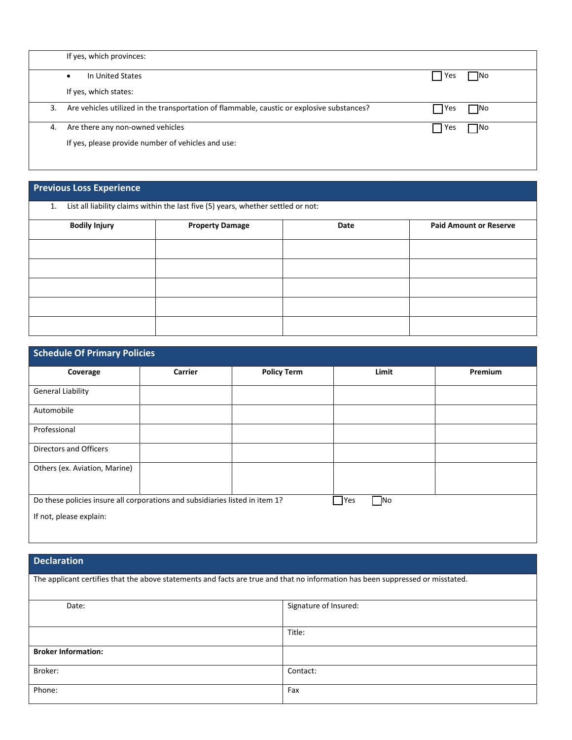If yes, which provinces:

- In United States ☐ Yes ☐ No

If yes, which states:

3. Are vehicles utilized in the transportation of flammable, caustic or explosive substances? ☐ Yes ☐ No

4. Are there any non-owned vehicles ☐ Yes ☐ No

   If yes, please provide number of vehicles and use:

## Previous Loss Experience

1. List all liability claims within the last five (5) years, whether settled or not:

| Bodily Injury | Property Damage | Date | Paid Amount or Reserve |
|---|---|---|---|
| | | | |
| | | | |
| | | | |
| | | | |
| | | | |

## Schedule Of Primary Policies

| Coverage | Carrier | Policy Term | Limit | Premium |
|---|---|---|---|---|
| General Liability | | | | |
| Automobile | | | | |
| Professional | | | | |
| Directors and Officers | | | | |
| Others (ex. Aviation, Marine) | | | | |

Do these policies insure all corporations and subsidiaries listed in item 1? ☐ Yes ☐ No

If not, please explain:

## Declaration

The applicant certifies that the above statements and facts are true and that no information has been suppressed or misstated.

| | |
|---|---|
| Date: | Signature of Insured: |
| | Title: |
| **Broker Information:** | |
| Broker: | Contact: |
| Phone: | Fax |